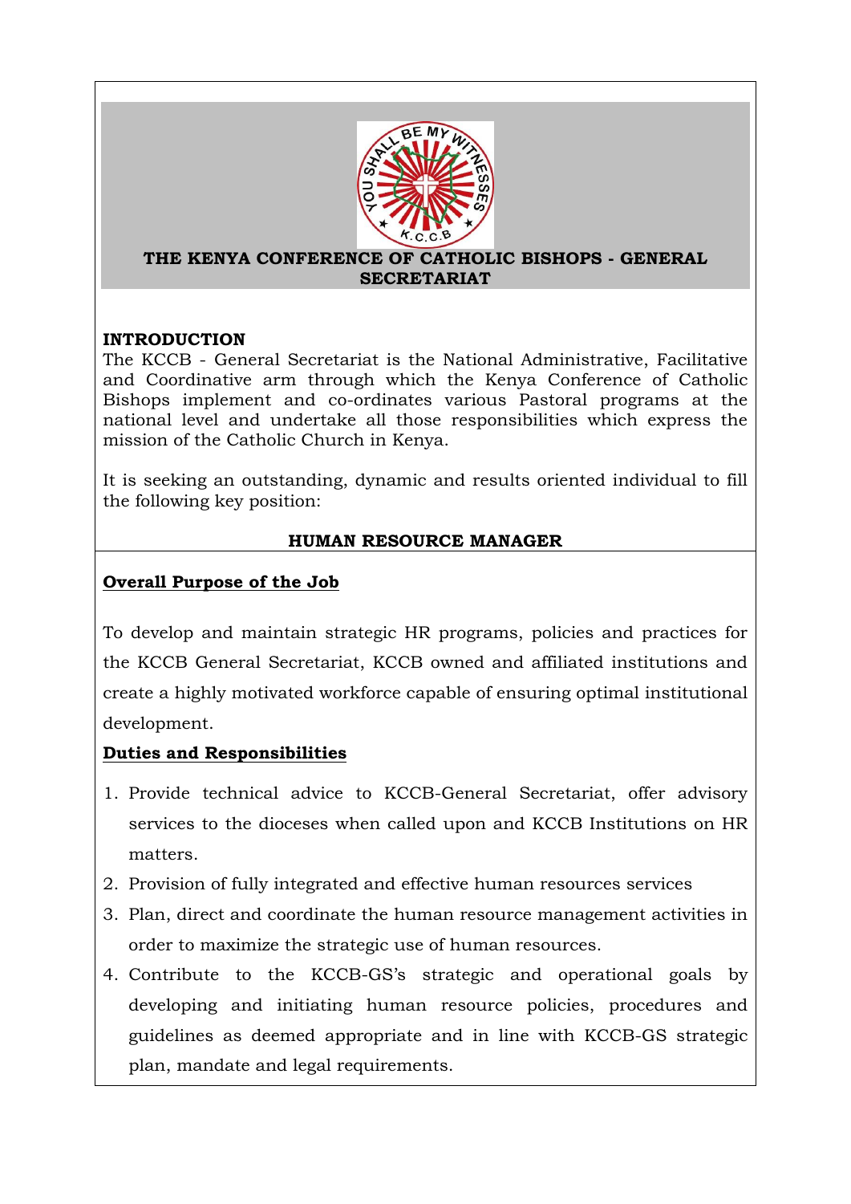# THE KENYA CONFERENCE OF CATHOLIC BISHOPS - GENERAL SECRETARIAT

## INTRODUCTION

The KCCB - General Secretariat is the National Administrative, Facilitative and Coordinative arm through which the Kenya Conference of Catholic Bishops implement and co-ordinates various Pastoral programs at the national level and undertake all those responsibilities which express the mission of the Catholic Church in Kenya.

It is seeking an outstanding, dynamic and results oriented individual to fill the following key position:

## HUMAN RESOURCE MANAGER

### Overall Purpose of the Job

To develop and maintain strategic HR programs, policies and practices for the KCCB General Secretariat, KCCB owned and affiliated institutions and create a highly motivated workforce capable of ensuring optimal institutional development.

### Duties and Responsibilities

1. Provide technical advice to KCCB-General Secretariat, offer advisory services to the dioceses when called upon and KCCB Institutions on HR matters.
2. Provision of fully integrated and effective human resources services
3. Plan, direct and coordinate the human resource management activities in order to maximize the strategic use of human resources.
4. Contribute to the KCCB-GS's strategic and operational goals by developing and initiating human resource policies, procedures and guidelines as deemed appropriate and in line with KCCB-GS strategic plan, mandate and legal requirements.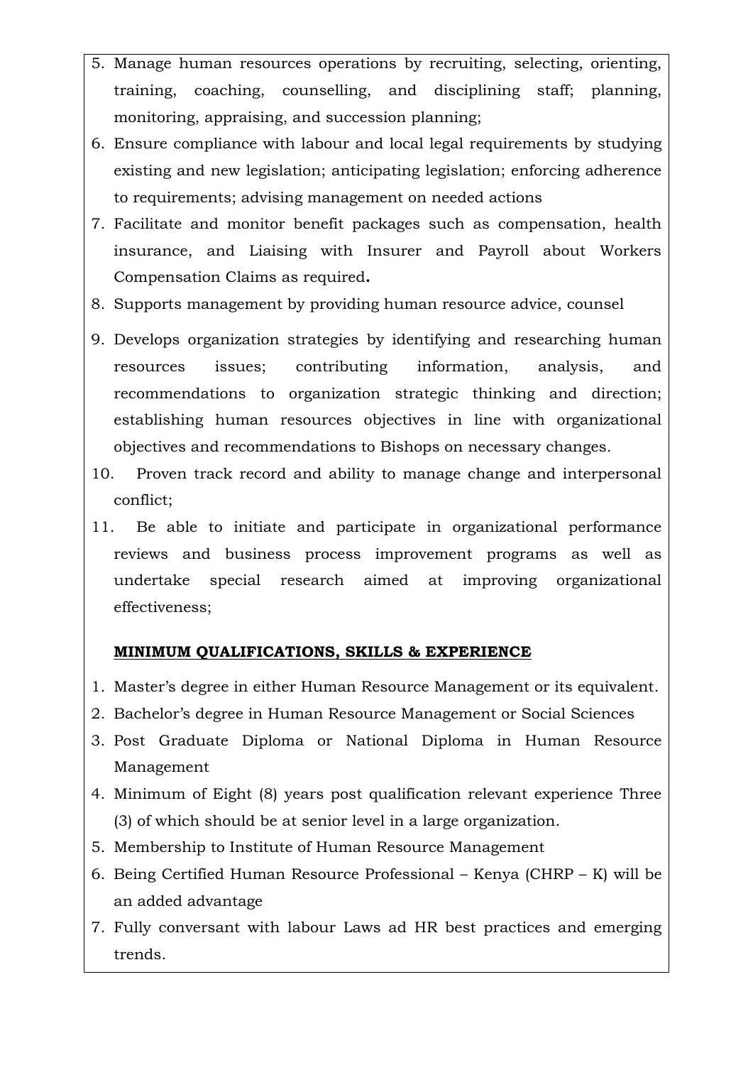5. Manage human resources operations by recruiting, selecting, orienting, training, coaching, counselling, and disciplining staff; planning, monitoring, appraising, and succession planning;
6. Ensure compliance with labour and local legal requirements by studying existing and new legislation; anticipating legislation; enforcing adherence to requirements; advising management on needed actions
7. Facilitate and monitor benefit packages such as compensation, health insurance, and Liaising with Insurer and Payroll about Workers Compensation Claims as required**.**
8. Supports management by providing human resource advice, counsel
9. Develops organization strategies by identifying and researching human resources issues; contributing information, analysis, and recommendations to organization strategic thinking and direction; establishing human resources objectives in line with organizational objectives and recommendations to Bishops on necessary changes.
10. Proven track record and ability to manage change and interpersonal conflict;
11. Be able to initiate and participate in organizational performance reviews and business process improvement programs as well as undertake special research aimed at improving organizational effectiveness;

**MINIMUM QUALIFICATIONS, SKILLS & EXPERIENCE**

1. Master's degree in either Human Resource Management or its equivalent.
2. Bachelor's degree in Human Resource Management or Social Sciences
3. Post Graduate Diploma or National Diploma in Human Resource Management
4. Minimum of Eight (8) years post qualification relevant experience Three (3) of which should be at senior level in a large organization.
5. Membership to Institute of Human Resource Management
6. Being Certified Human Resource Professional – Kenya (CHRP – K) will be an added advantage
7. Fully conversant with labour Laws ad HR best practices and emerging trends.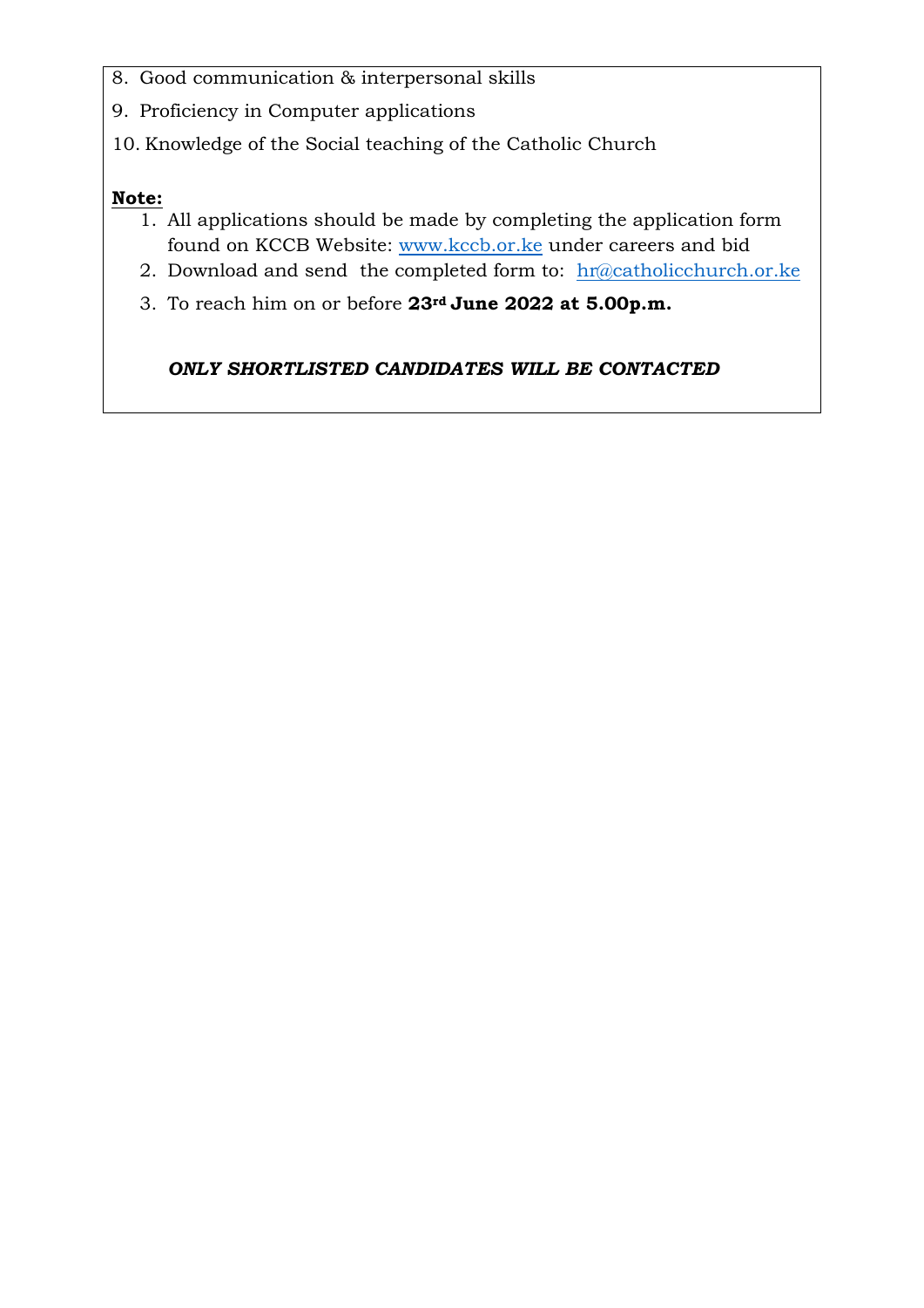8. Good communication & interpersonal skills
9. Proficiency in Computer applications
10. Knowledge of the Social teaching of the Catholic Church

**Note:**

1. All applications should be made by completing the application form found on KCCB Website: www.kccb.or.ke under careers and bid
2. Download and send the completed form to: hr@catholicchurch.or.ke
3. To reach him on or before **23rd June 2022 at 5.00p.m.**

***ONLY SHORTLISTED CANDIDATES WILL BE CONTACTED***